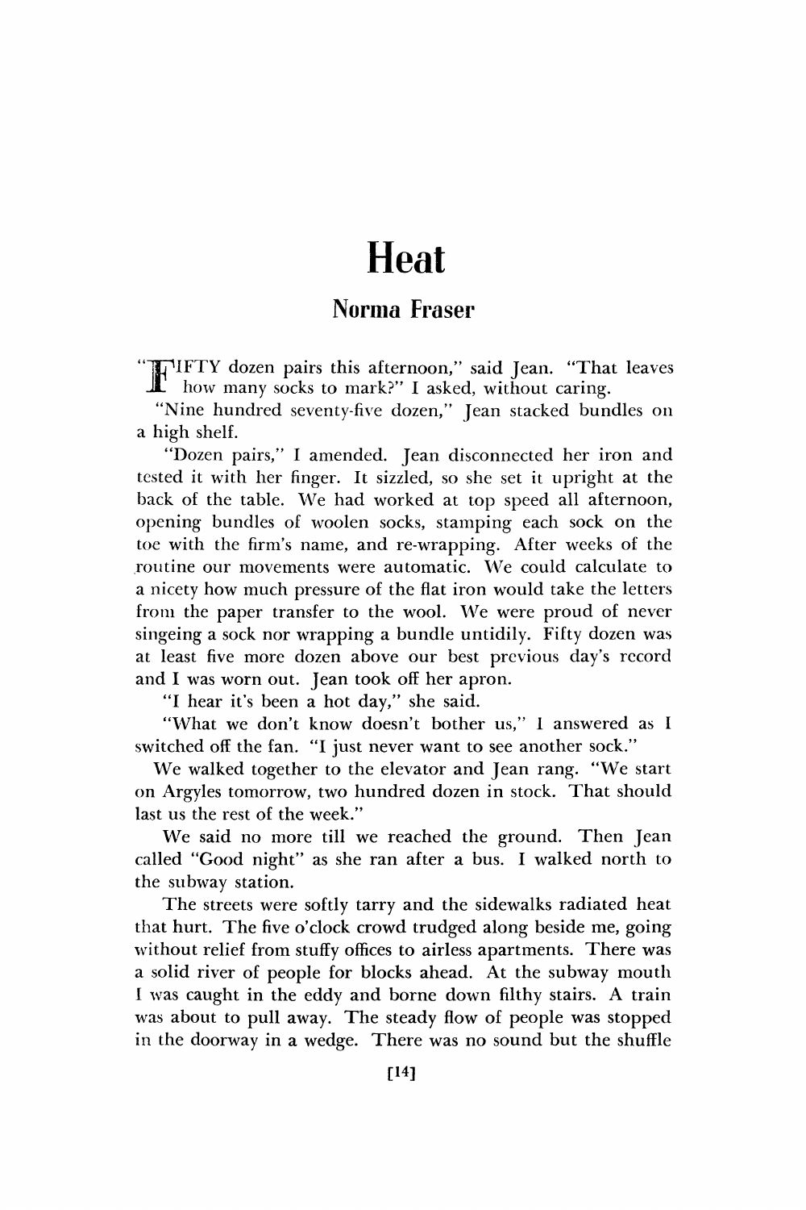# Heat

## Norma Fraser

"FIFTY dozen pairs this afternoon," said Jean. "That leaves how many socks to mark?" I asked, without caring.

"Nine hundred seventy-five dozen," Jean stacked bundles on a high shelf.

"Dozen pairs," I amended. Jean disconnected her iron and tested it with her finger. It sizzled, so she set it upright at the back of the table. We had worked at top speed all afternoon, opening bundles of woolen socks, stamping each sock on the toe with the firm's name, and re-wrapping. After weeks of the routine our movements were automatic. We could calculate to a nicety how much pressure of the flat iron would take the letters from the paper transfer to the wool. We were proud of never singeing a sock nor wrapping a bundle untidily. Fifty dozen was at least five more dozen above our best previous day's record and I was worn out. Jean took off her apron.

"I hear it's been a hot day," she said.

"What we don't know doesn't bother us," I answered as I switched off the fan. "I just never want to see another sock."

We walked together to the elevator and Jean rang. "We start on Argyles tomorrow, two hundred dozen in stock. That should last us the rest of the week."

We said no more till we reached the ground. Then Jean called "Good night" as she ran after a bus. I walked north to the subway station.

The streets were softly tarry and the sidewalks radiated heat that hurt. The five o'clock crowd trudged along beside me, going without relief from stuffy offices to airless apartments. There was a solid river of people for blocks ahead. At the subway mouth I was caught in the eddy and borne down filthy stairs. A train was about to pull away. The steady flow of people was stopped in the doorway in a wedge. There was no sound but the shuffle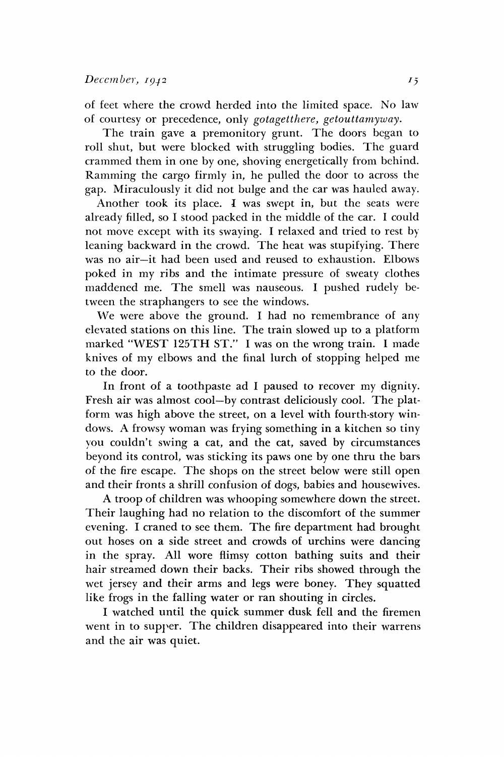of feet where the crowd herded into the limited space. No law of courtesy or precedence, only *gotagetthere, getouttamyway.*

The train gave a premonitory grunt. The doors began to roll shut, but were blocked with struggling bodies. The guard crammed them in one by one, shoving energetically from behind. Ramming the cargo firmly in, he pulled the door to across the gap. Miraculously it did not bulge and the car was hauled away.

Another took its place. I was swept in, but the seats were already filled, so I stood packed in the middle of the car. I could not move except with its swaying. I relaxed and tried to rest by leaning backward in the crowd. The heat was stupifying. There was no air—it had been used and reused to exhaustion. Elbows poked in my ribs and the intimate pressure of sweaty clothes maddened me. The smell was nauseous. I pushed rudely between the straphangers to see the windows.

We were above the ground. I had no remembrance of any elevated stations on this line. The train slowed up to a platform marked "WEST 125TH ST." I was on the wrong train. I made knives of my elbows and the final lurch of stopping helped me to the door.

In front of a toothpaste ad I paused to recover my dignity. Fresh air was almost cool—by contrast deliciously cool. The platform was high above the street, on a level with fourth-story windows. A frowsy woman was frying something in a kitchen so tiny you couldn't swing a cat, and the cat, saved by circumstances beyond its control, was sticking its paws one by one thru the bars of the fire escape. The shops on the street below were still open and their fronts a shrill confusion of dogs, babies and housewives.

A troop of children was whooping somewhere down the street. Their laughing had no relation to the discomfort of the summer evening. I craned to see them. The fire department had brought out hoses on a side street and crowds of urchins were dancing in the spray. All wore flimsy cotton bathing suits and their hair streamed down their backs. Their ribs showed through the wet jersey and their arms and legs were boney. They squatted like frogs in the falling water or ran shouting in circles.

I watched until the quick summer dusk fell and the firemen went in to supper. The children disappeared into their warrens and the air was quiet.